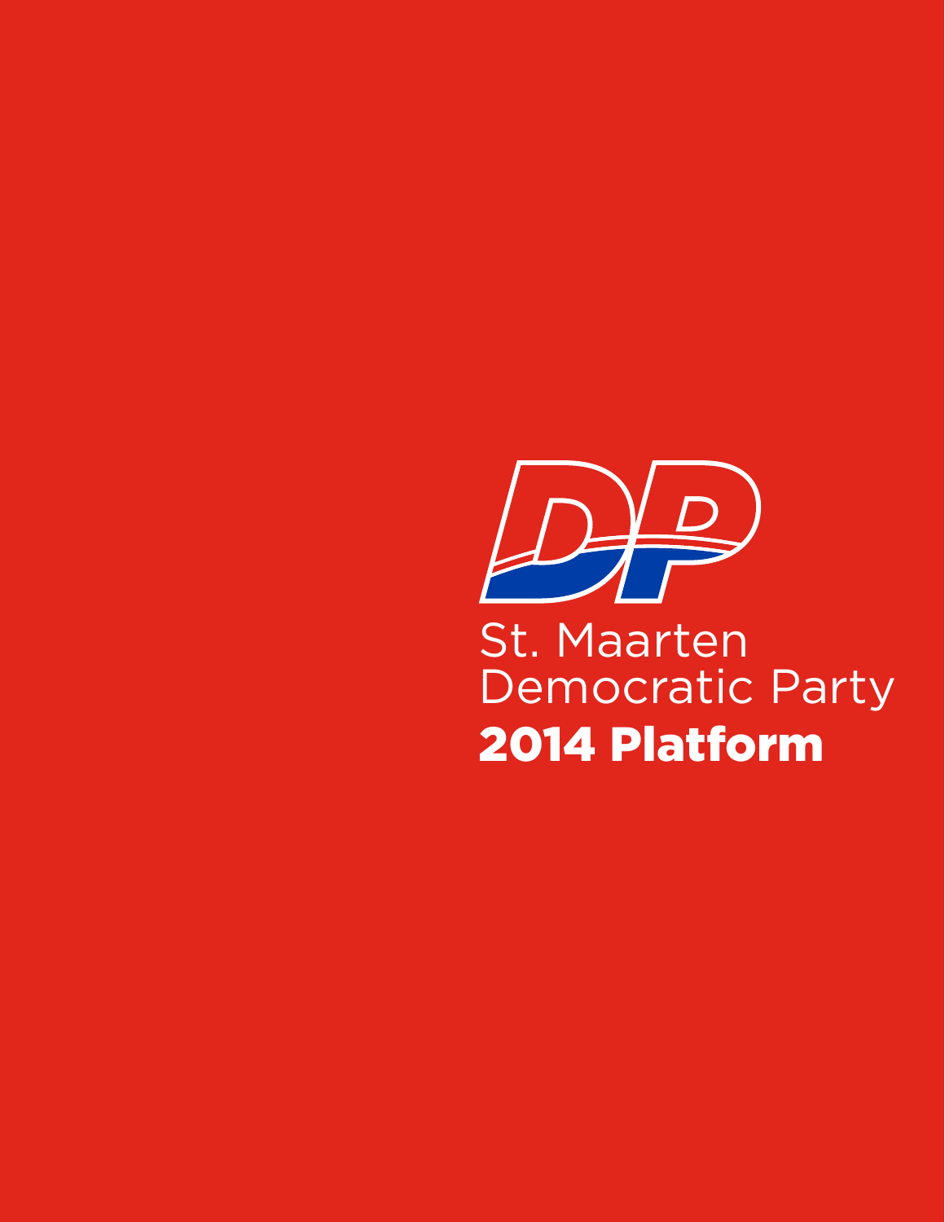DP

St. Maarten
Democratic Party

# 2014 Platform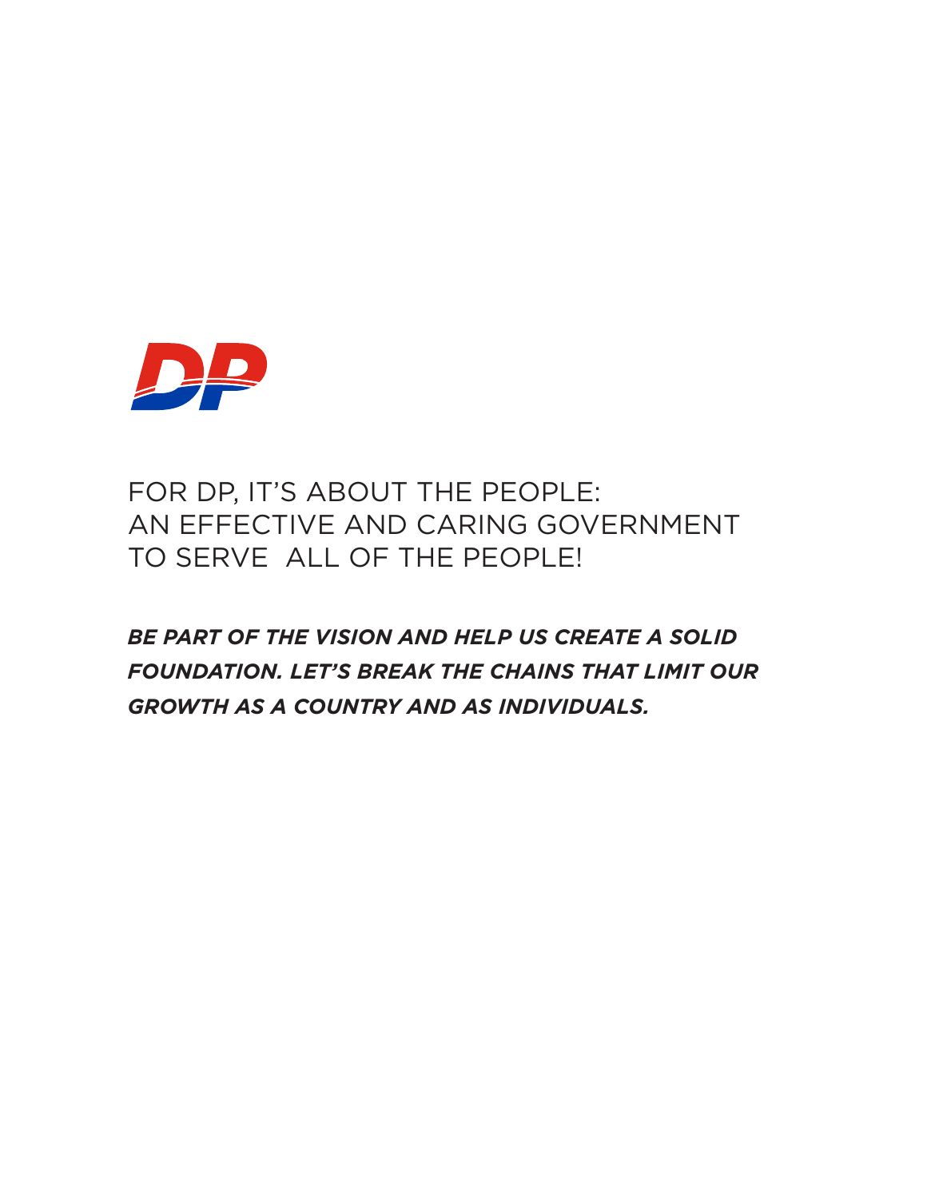DP

FOR DP, IT'S ABOUT THE PEOPLE:
AN EFFECTIVE AND CARING GOVERNMENT
TO SERVE ALL OF THE PEOPLE!

***BE PART OF THE VISION AND HELP US CREATE A SOLID FOUNDATION. LET'S BREAK THE CHAINS THAT LIMIT OUR GROWTH AS A COUNTRY AND AS INDIVIDUALS.***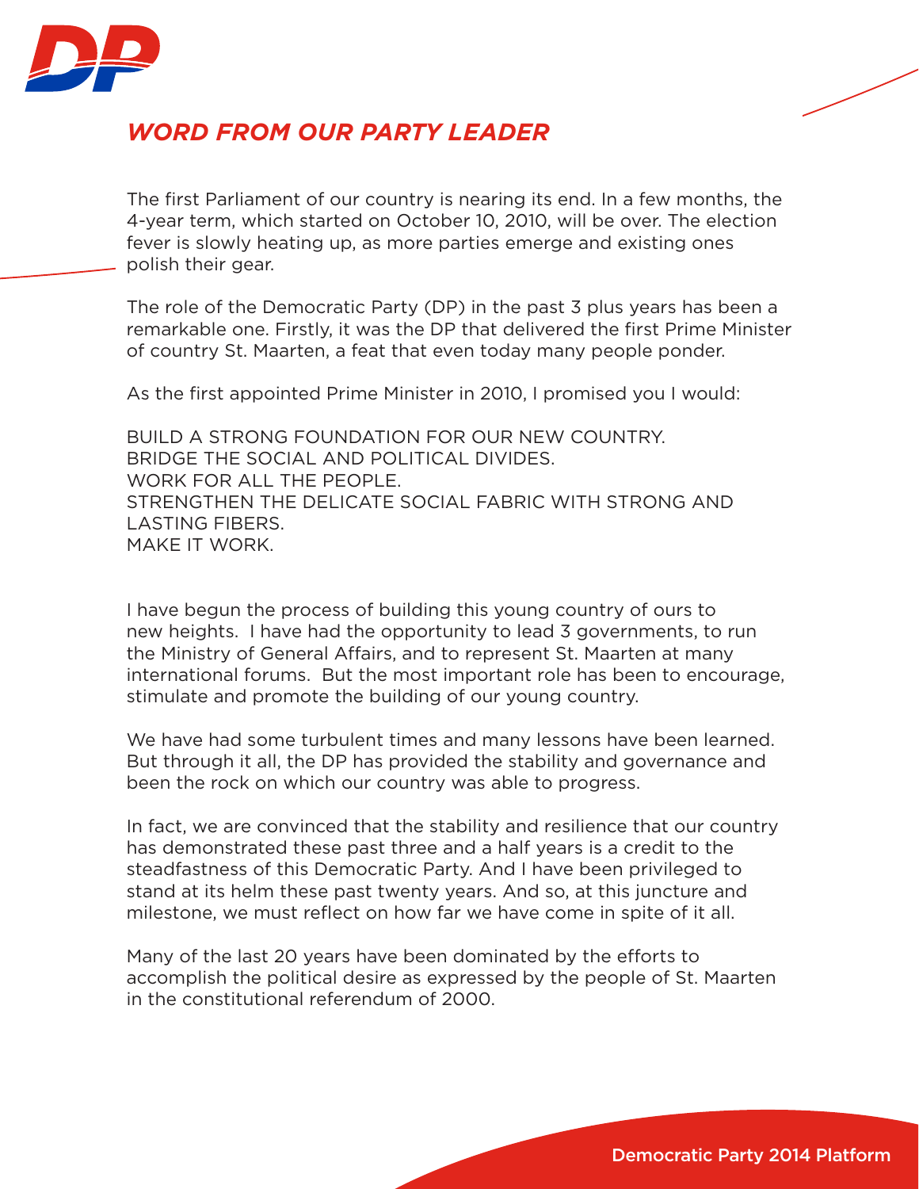## *WORD FROM OUR PARTY LEADER*

The first Parliament of our country is nearing its end. In a few months, the 4-year term, which started on October 10, 2010, will be over. The election fever is slowly heating up, as more parties emerge and existing ones polish their gear.

The role of the Democratic Party (DP) in the past 3 plus years has been a remarkable one. Firstly, it was the DP that delivered the first Prime Minister of country St. Maarten, a feat that even today many people ponder.

As the first appointed Prime Minister in 2010, I promised you I would:

BUILD A STRONG FOUNDATION FOR OUR NEW COUNTRY.
BRIDGE THE SOCIAL AND POLITICAL DIVIDES.
WORK FOR ALL THE PEOPLE.
STRENGTHEN THE DELICATE SOCIAL FABRIC WITH STRONG AND LASTING FIBERS.
MAKE IT WORK.

I have begun the process of building this young country of ours to new heights. I have had the opportunity to lead 3 governments, to run the Ministry of General Affairs, and to represent St. Maarten at many international forums. But the most important role has been to encourage, stimulate and promote the building of our young country.

We have had some turbulent times and many lessons have been learned. But through it all, the DP has provided the stability and governance and been the rock on which our country was able to progress.

In fact, we are convinced that the stability and resilience that our country has demonstrated these past three and a half years is a credit to the steadfastness of this Democratic Party. And I have been privileged to stand at its helm these past twenty years. And so, at this juncture and milestone, we must reflect on how far we have come in spite of it all.

Many of the last 20 years have been dominated by the efforts to accomplish the political desire as expressed by the people of St. Maarten in the constitutional referendum of 2000.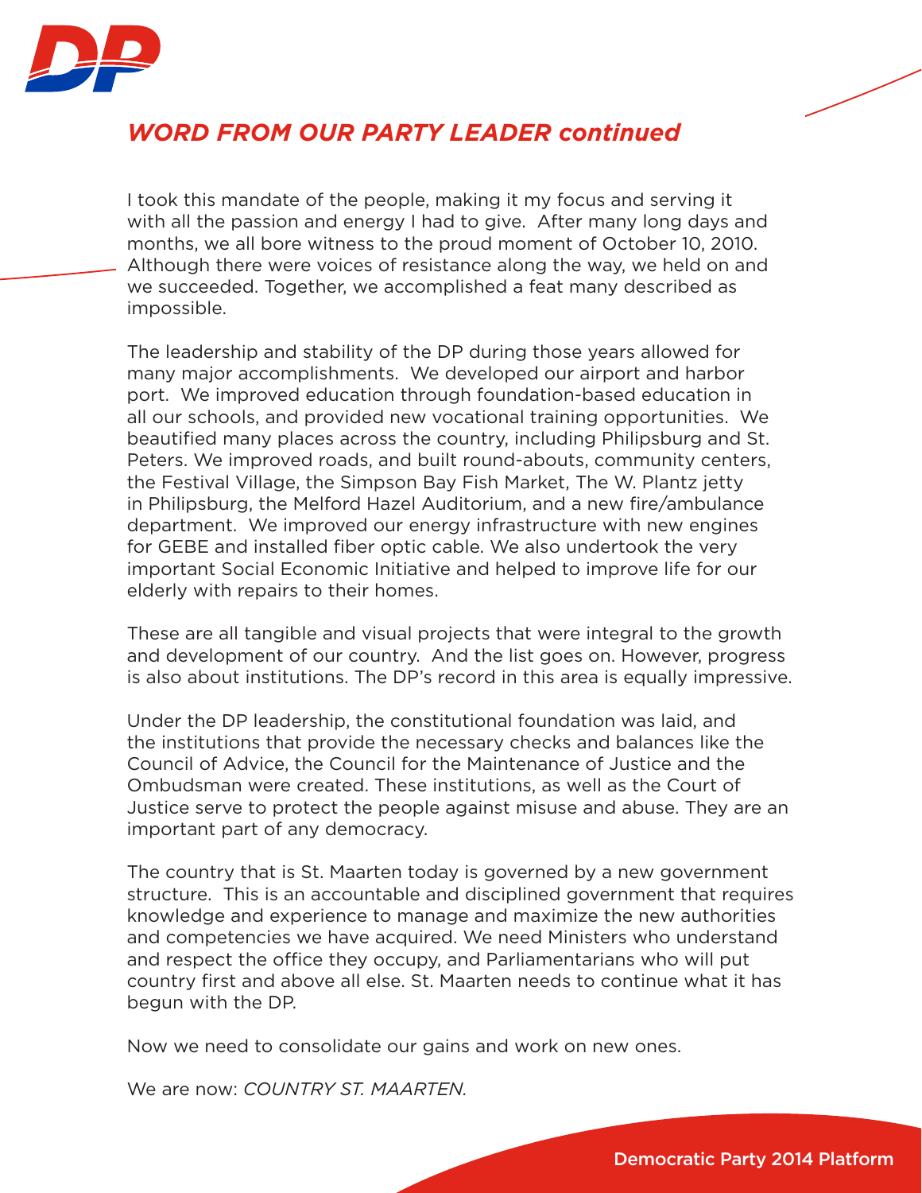## *WORD FROM OUR PARTY LEADER continued*

I took this mandate of the people, making it my focus and serving it with all the passion and energy I had to give. After many long days and months, we all bore witness to the proud moment of October 10, 2010. Although there were voices of resistance along the way, we held on and we succeeded. Together, we accomplished a feat many described as impossible.

The leadership and stability of the DP during those years allowed for many major accomplishments. We developed our airport and harbor port. We improved education through foundation-based education in all our schools, and provided new vocational training opportunities. We beautified many places across the country, including Philipsburg and St. Peters. We improved roads, and built round-abouts, community centers, the Festival Village, the Simpson Bay Fish Market, The W. Plantz jetty in Philipsburg, the Melford Hazel Auditorium, and a new fire/ambulance department. We improved our energy infrastructure with new engines for GEBE and installed fiber optic cable. We also undertook the very important Social Economic Initiative and helped to improve life for our elderly with repairs to their homes.

These are all tangible and visual projects that were integral to the growth and development of our country. And the list goes on. However, progress is also about institutions. The DP's record in this area is equally impressive.

Under the DP leadership, the constitutional foundation was laid, and the institutions that provide the necessary checks and balances like the Council of Advice, the Council for the Maintenance of Justice and the Ombudsman were created. These institutions, as well as the Court of Justice serve to protect the people against misuse and abuse. They are an important part of any democracy.

The country that is St. Maarten today is governed by a new government structure. This is an accountable and disciplined government that requires knowledge and experience to manage and maximize the new authorities and competencies we have acquired. We need Ministers who understand and respect the office they occupy, and Parliamentarians who will put country first and above all else. St. Maarten needs to continue what it has begun with the DP.

Now we need to consolidate our gains and work on new ones.

We are now: *COUNTRY ST. MAARTEN.*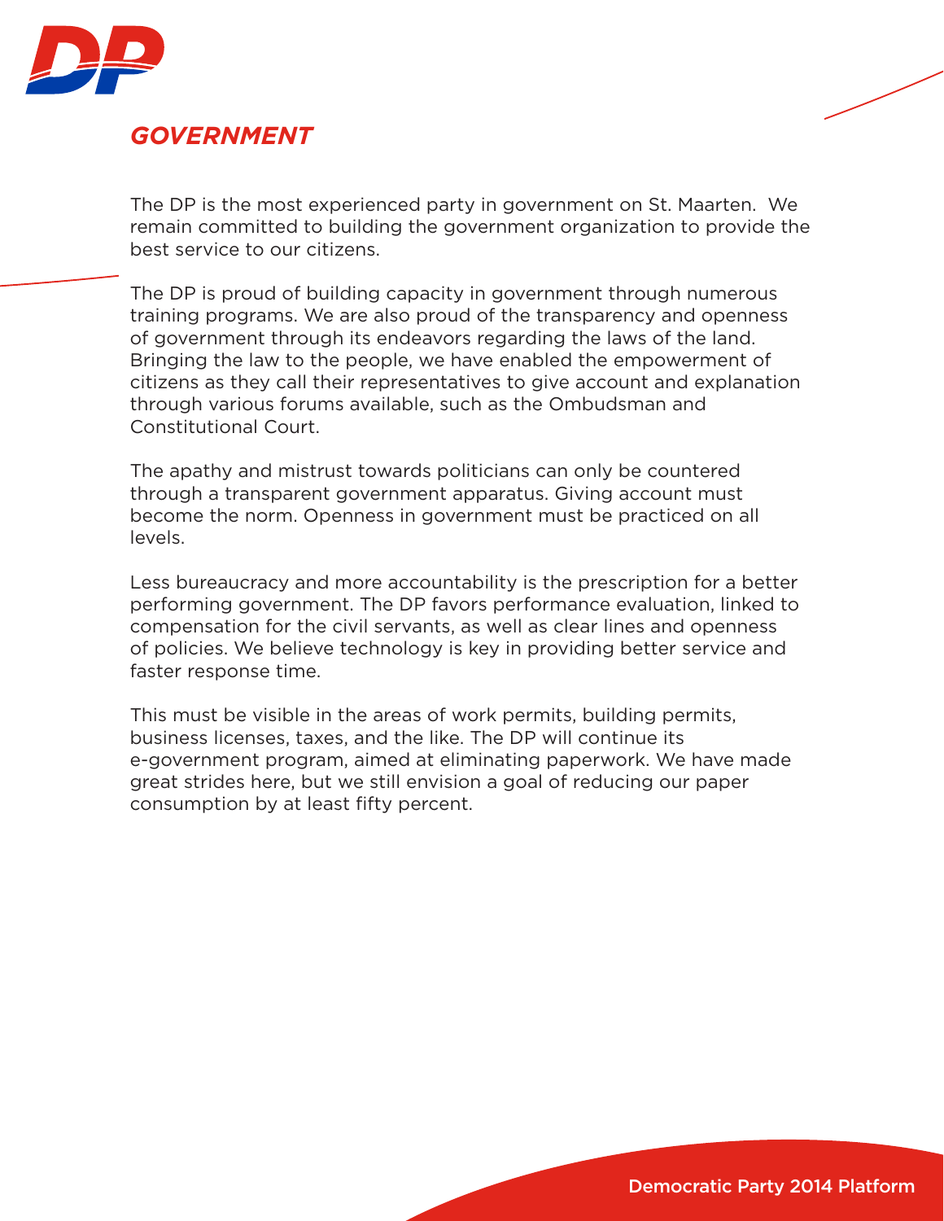## *GOVERNMENT*

The DP is the most experienced party in government on St. Maarten. We remain committed to building the government organization to provide the best service to our citizens.

The DP is proud of building capacity in government through numerous training programs. We are also proud of the transparency and openness of government through its endeavors regarding the laws of the land. Bringing the law to the people, we have enabled the empowerment of citizens as they call their representatives to give account and explanation through various forums available, such as the Ombudsman and Constitutional Court.

The apathy and mistrust towards politicians can only be countered through a transparent government apparatus. Giving account must become the norm. Openness in government must be practiced on all levels.

Less bureaucracy and more accountability is the prescription for a better performing government. The DP favors performance evaluation, linked to compensation for the civil servants, as well as clear lines and openness of policies. We believe technology is key in providing better service and faster response time.

This must be visible in the areas of work permits, building permits, business licenses, taxes, and the like. The DP will continue its e-government program, aimed at eliminating paperwork. We have made great strides here, but we still envision a goal of reducing our paper consumption by at least fifty percent.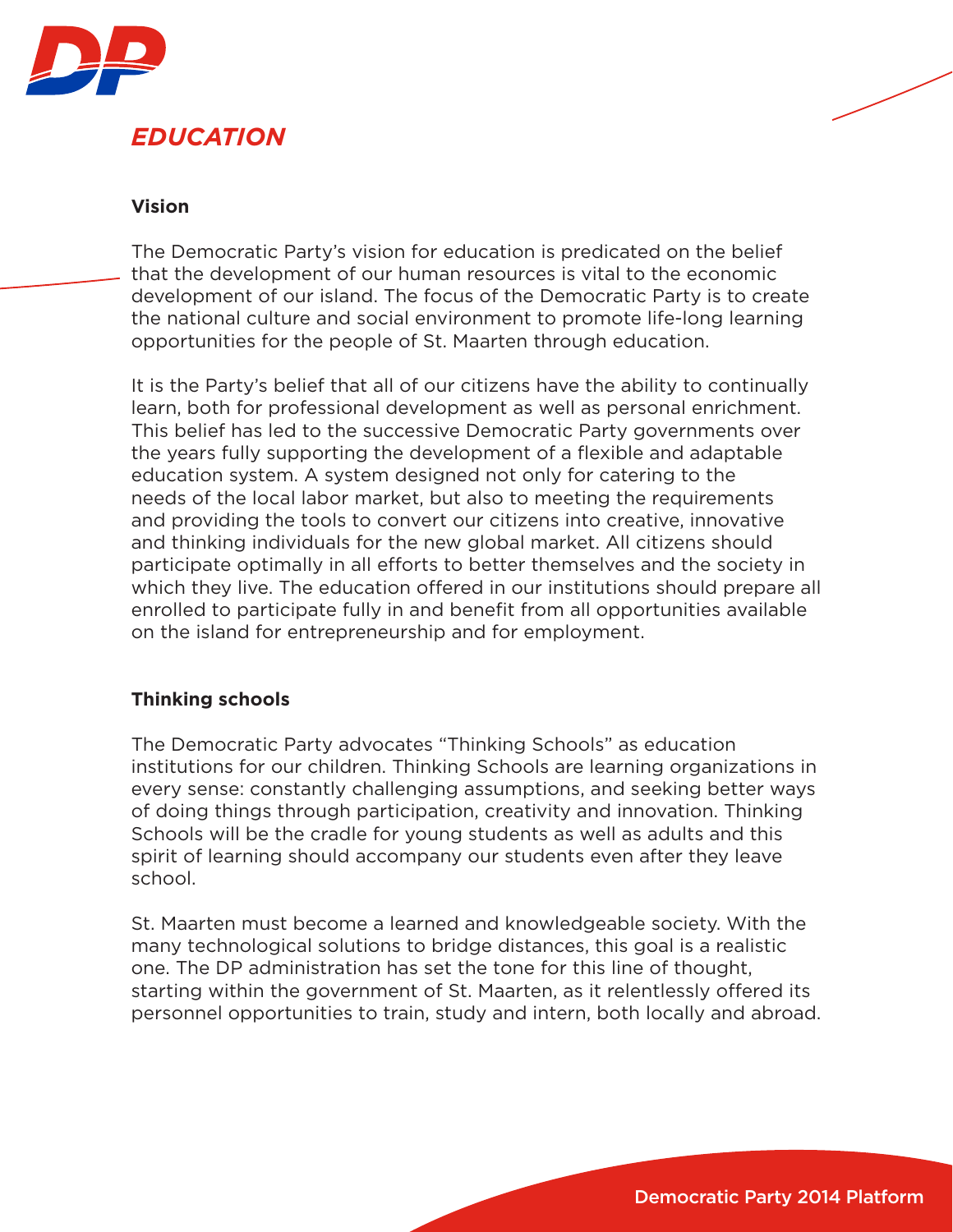# EDUCATION

## Vision

The Democratic Party's vision for education is predicated on the belief that the development of our human resources is vital to the economic development of our island. The focus of the Democratic Party is to create the national culture and social environment to promote life-long learning opportunities for the people of St. Maarten through education.

It is the Party's belief that all of our citizens have the ability to continually learn, both for professional development as well as personal enrichment. This belief has led to the successive Democratic Party governments over the years fully supporting the development of a flexible and adaptable education system. A system designed not only for catering to the needs of the local labor market, but also to meeting the requirements and providing the tools to convert our citizens into creative, innovative and thinking individuals for the new global market. All citizens should participate optimally in all efforts to better themselves and the society in which they live. The education offered in our institutions should prepare all enrolled to participate fully in and benefit from all opportunities available on the island for entrepreneurship and for employment.

## Thinking schools

The Democratic Party advocates "Thinking Schools" as education institutions for our children. Thinking Schools are learning organizations in every sense: constantly challenging assumptions, and seeking better ways of doing things through participation, creativity and innovation. Thinking Schools will be the cradle for young students as well as adults and this spirit of learning should accompany our students even after they leave school.

St. Maarten must become a learned and knowledgeable society. With the many technological solutions to bridge distances, this goal is a realistic one. The DP administration has set the tone for this line of thought, starting within the government of St. Maarten, as it relentlessly offered its personnel opportunities to train, study and intern, both locally and abroad.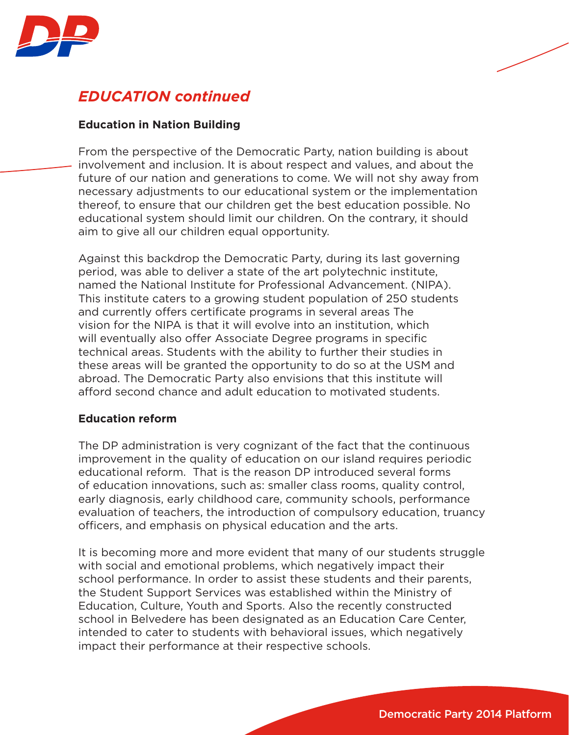## *EDUCATION continued*

**Education in Nation Building**

From the perspective of the Democratic Party, nation building is about involvement and inclusion. It is about respect and values, and about the future of our nation and generations to come. We will not shy away from necessary adjustments to our educational system or the implementation thereof, to ensure that our children get the best education possible. No educational system should limit our children. On the contrary, it should aim to give all our children equal opportunity.

Against this backdrop the Democratic Party, during its last governing period, was able to deliver a state of the art polytechnic institute, named the National Institute for Professional Advancement. (NIPA). This institute caters to a growing student population of 250 students and currently offers certificate programs in several areas The vision for the NIPA is that it will evolve into an institution, which will eventually also offer Associate Degree programs in specific technical areas. Students with the ability to further their studies in these areas will be granted the opportunity to do so at the USM and abroad. The Democratic Party also envisions that this institute will afford second chance and adult education to motivated students.

**Education reform**

The DP administration is very cognizant of the fact that the continuous improvement in the quality of education on our island requires periodic educational reform. That is the reason DP introduced several forms of education innovations, such as: smaller class rooms, quality control, early diagnosis, early childhood care, community schools, performance evaluation of teachers, the introduction of compulsory education, truancy officers, and emphasis on physical education and the arts.

It is becoming more and more evident that many of our students struggle with social and emotional problems, which negatively impact their school performance. In order to assist these students and their parents, the Student Support Services was established within the Ministry of Education, Culture, Youth and Sports. Also the recently constructed school in Belvedere has been designated as an Education Care Center, intended to cater to students with behavioral issues, which negatively impact their performance at their respective schools.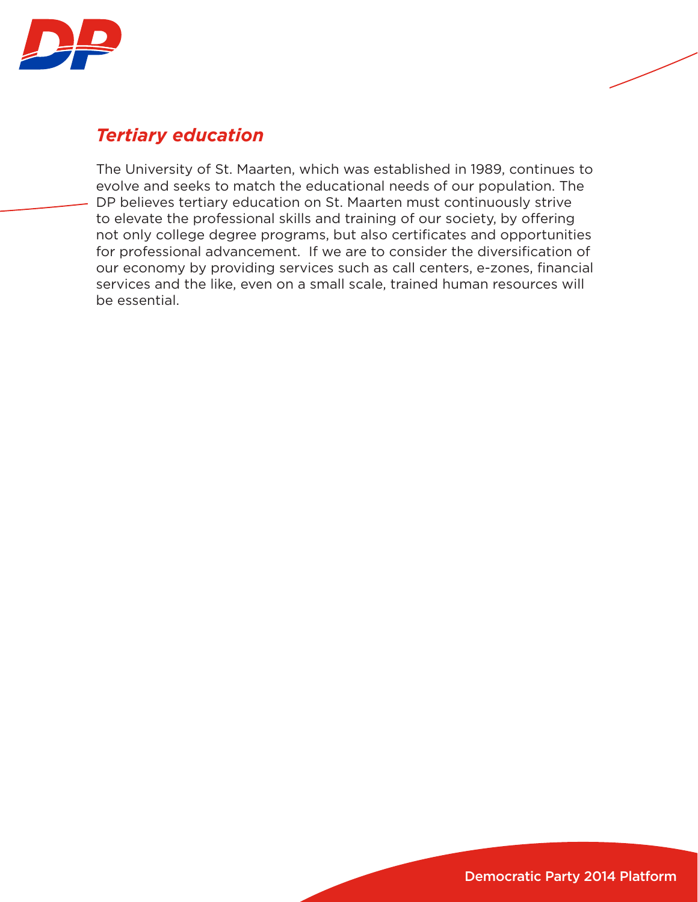## *Tertiary education*

The University of St. Maarten, which was established in 1989, continues to evolve and seeks to match the educational needs of our population. The DP believes tertiary education on St. Maarten must continuously strive to elevate the professional skills and training of our society, by offering not only college degree programs, but also certificates and opportunities for professional advancement. If we are to consider the diversification of our economy by providing services such as call centers, e-zones, financial services and the like, even on a small scale, trained human resources will be essential.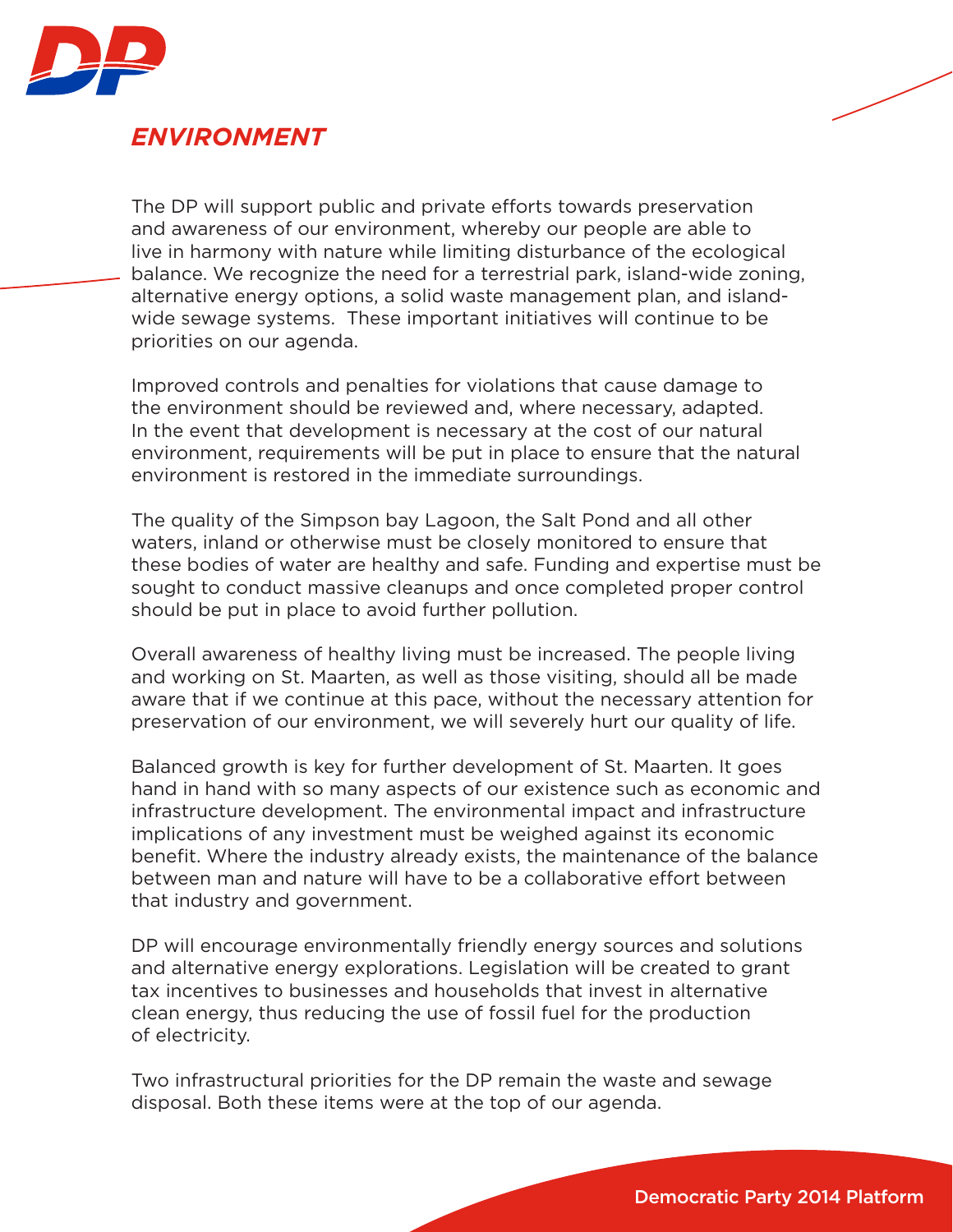## *ENVIRONMENT*

The DP will support public and private efforts towards preservation and awareness of our environment, whereby our people are able to live in harmony with nature while limiting disturbance of the ecological balance. We recognize the need for a terrestrial park, island-wide zoning, alternative energy options, a solid waste management plan, and island-wide sewage systems. These important initiatives will continue to be priorities on our agenda.

Improved controls and penalties for violations that cause damage to the environment should be reviewed and, where necessary, adapted. In the event that development is necessary at the cost of our natural environment, requirements will be put in place to ensure that the natural environment is restored in the immediate surroundings.

The quality of the Simpson bay Lagoon, the Salt Pond and all other waters, inland or otherwise must be closely monitored to ensure that these bodies of water are healthy and safe. Funding and expertise must be sought to conduct massive cleanups and once completed proper control should be put in place to avoid further pollution.

Overall awareness of healthy living must be increased. The people living and working on St. Maarten, as well as those visiting, should all be made aware that if we continue at this pace, without the necessary attention for preservation of our environment, we will severely hurt our quality of life.

Balanced growth is key for further development of St. Maarten. It goes hand in hand with so many aspects of our existence such as economic and infrastructure development. The environmental impact and infrastructure implications of any investment must be weighed against its economic benefit. Where the industry already exists, the maintenance of the balance between man and nature will have to be a collaborative effort between that industry and government.

DP will encourage environmentally friendly energy sources and solutions and alternative energy explorations. Legislation will be created to grant tax incentives to businesses and households that invest in alternative clean energy, thus reducing the use of fossil fuel for the production of electricity.

Two infrastructural priorities for the DP remain the waste and sewage disposal. Both these items were at the top of our agenda.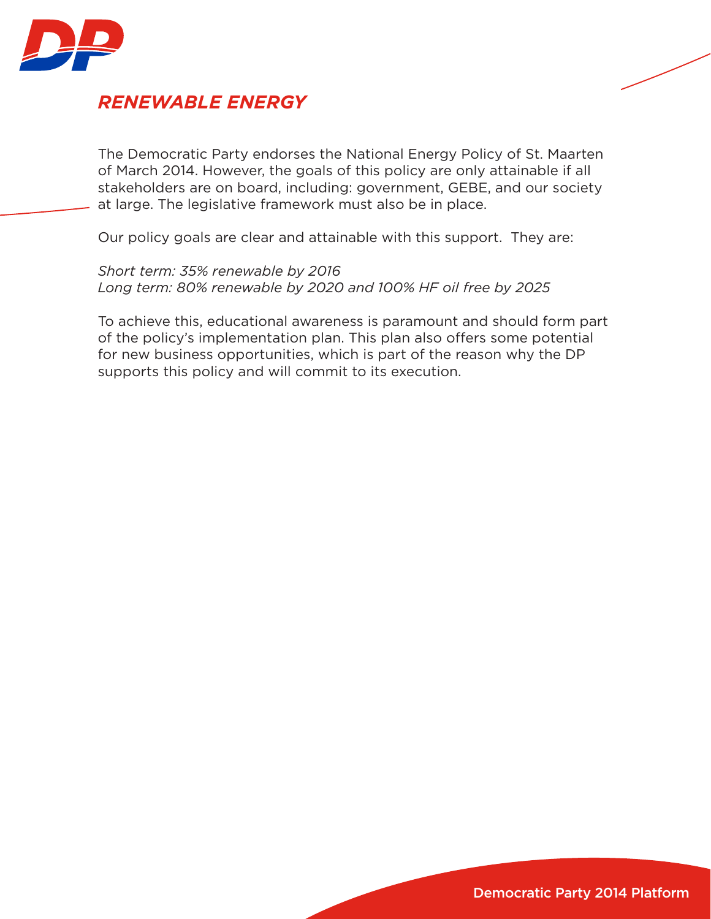## RENEWABLE ENERGY

The Democratic Party endorses the National Energy Policy of St. Maarten of March 2014. However, the goals of this policy are only attainable if all stakeholders are on board, including: government, GEBE, and our society at large. The legislative framework must also be in place.

Our policy goals are clear and attainable with this support. They are:

*Short term: 35% renewable by 2016*
*Long term: 80% renewable by 2020 and 100% HF oil free by 2025*

To achieve this, educational awareness is paramount and should form part of the policy's implementation plan. This plan also offers some potential for new business opportunities, which is part of the reason why the DP supports this policy and will commit to its execution.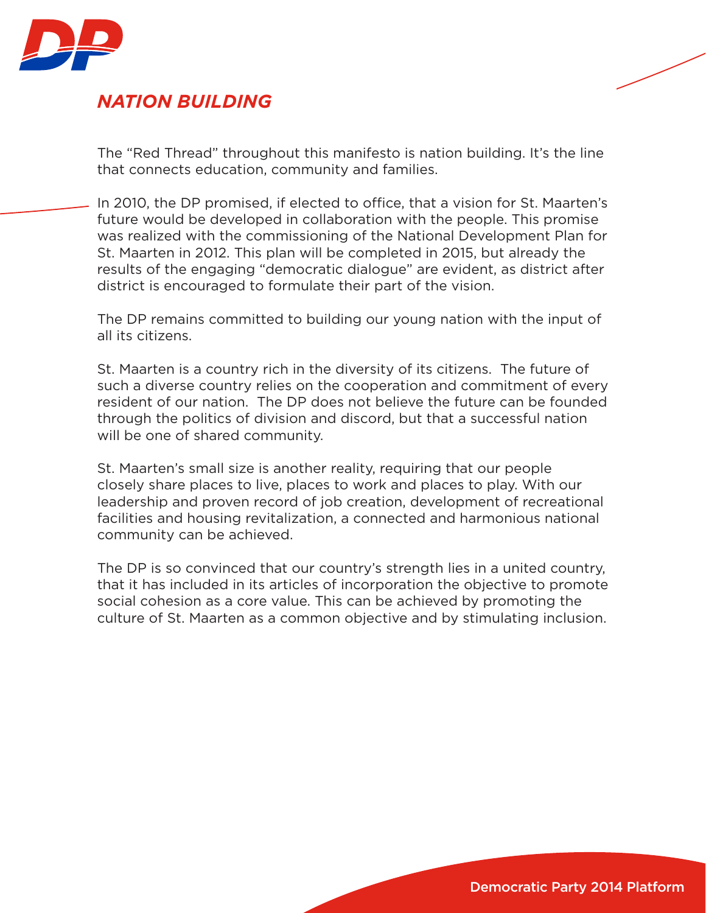## *NATION BUILDING*

The "Red Thread" throughout this manifesto is nation building. It's the line that connects education, community and families.

In 2010, the DP promised, if elected to office, that a vision for St. Maarten's future would be developed in collaboration with the people. This promise was realized with the commissioning of the National Development Plan for St. Maarten in 2012. This plan will be completed in 2015, but already the results of the engaging "democratic dialogue" are evident, as district after district is encouraged to formulate their part of the vision.

The DP remains committed to building our young nation with the input of all its citizens.

St. Maarten is a country rich in the diversity of its citizens. The future of such a diverse country relies on the cooperation and commitment of every resident of our nation. The DP does not believe the future can be founded through the politics of division and discord, but that a successful nation will be one of shared community.

St. Maarten's small size is another reality, requiring that our people closely share places to live, places to work and places to play. With our leadership and proven record of job creation, development of recreational facilities and housing revitalization, a connected and harmonious national community can be achieved.

The DP is so convinced that our country's strength lies in a united country, that it has included in its articles of incorporation the objective to promote social cohesion as a core value. This can be achieved by promoting the culture of St. Maarten as a common objective and by stimulating inclusion.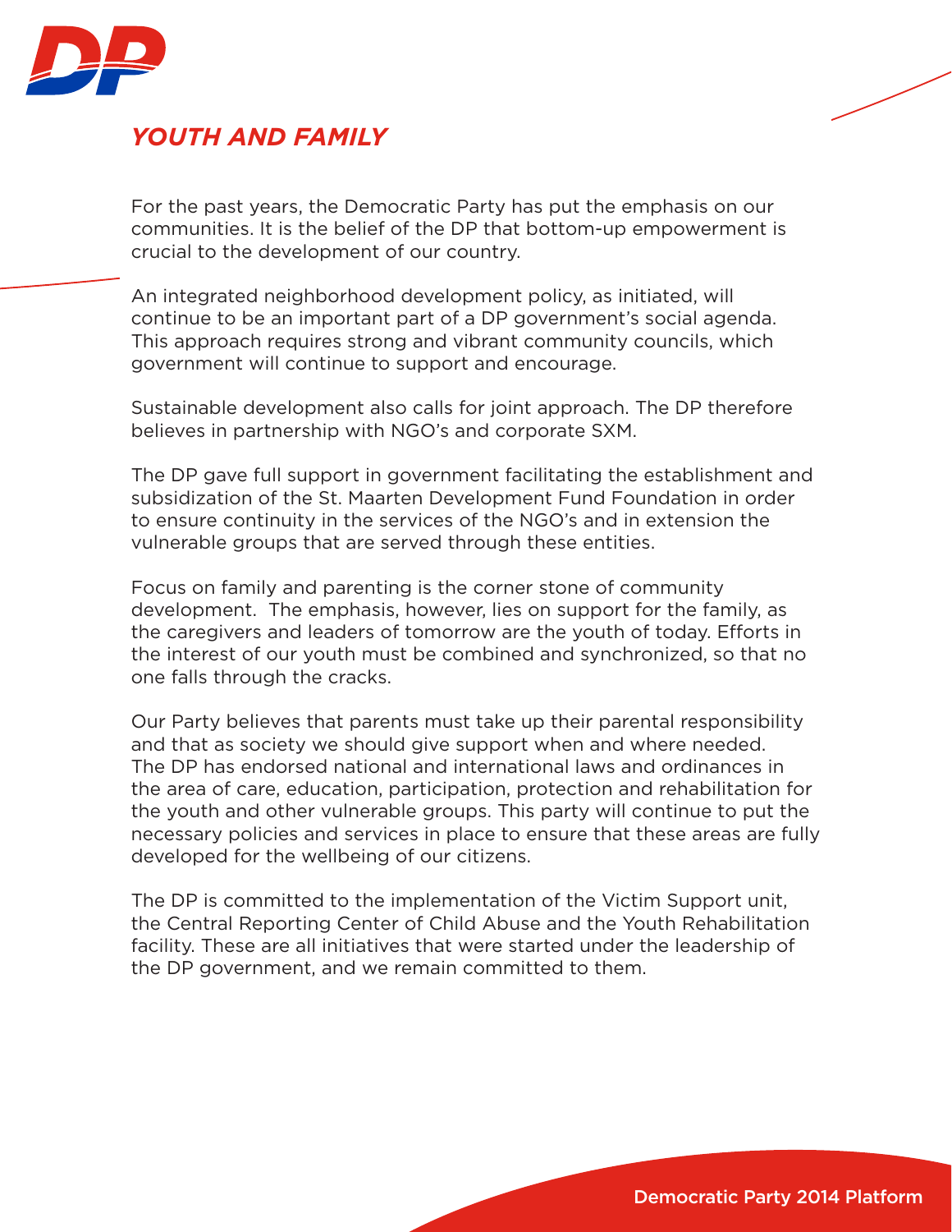## *YOUTH AND FAMILY*

For the past years, the Democratic Party has put the emphasis on our communities. It is the belief of the DP that bottom-up empowerment is crucial to the development of our country.

An integrated neighborhood development policy, as initiated, will continue to be an important part of a DP government's social agenda. This approach requires strong and vibrant community councils, which government will continue to support and encourage.

Sustainable development also calls for joint approach. The DP therefore believes in partnership with NGO's and corporate SXM.

The DP gave full support in government facilitating the establishment and subsidization of the St. Maarten Development Fund Foundation in order to ensure continuity in the services of the NGO's and in extension the vulnerable groups that are served through these entities.

Focus on family and parenting is the corner stone of community development. The emphasis, however, lies on support for the family, as the caregivers and leaders of tomorrow are the youth of today. Efforts in the interest of our youth must be combined and synchronized, so that no one falls through the cracks.

Our Party believes that parents must take up their parental responsibility and that as society we should give support when and where needed. The DP has endorsed national and international laws and ordinances in the area of care, education, participation, protection and rehabilitation for the youth and other vulnerable groups. This party will continue to put the necessary policies and services in place to ensure that these areas are fully developed for the wellbeing of our citizens.

The DP is committed to the implementation of the Victim Support unit, the Central Reporting Center of Child Abuse and the Youth Rehabilitation facility. These are all initiatives that were started under the leadership of the DP government, and we remain committed to them.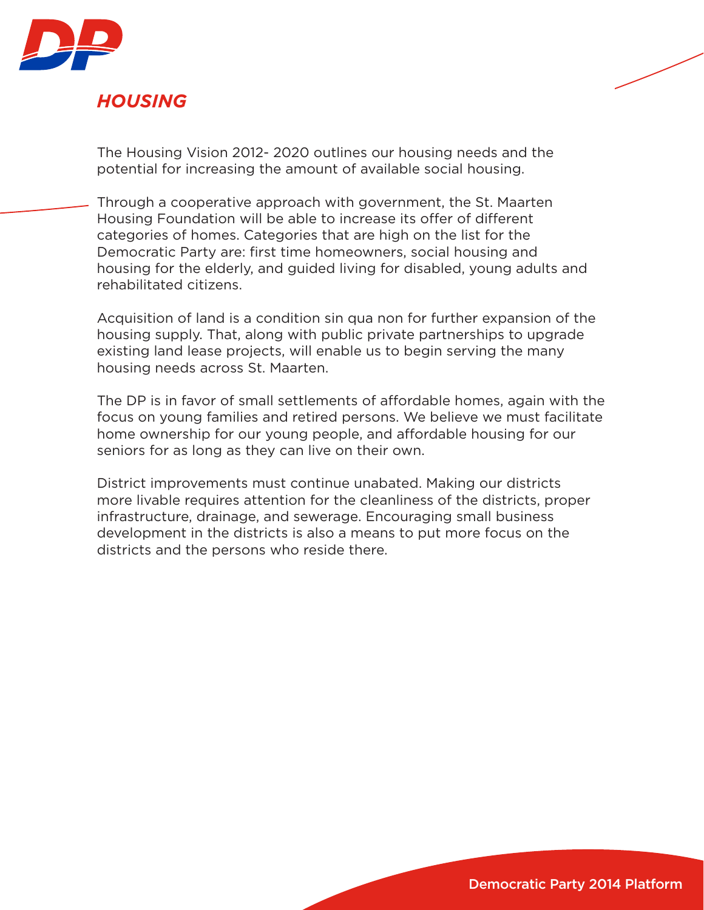## *HOUSING*

The Housing Vision 2012- 2020 outlines our housing needs and the potential for increasing the amount of available social housing.

Through a cooperative approach with government, the St. Maarten Housing Foundation will be able to increase its offer of different categories of homes. Categories that are high on the list for the Democratic Party are: first time homeowners, social housing and housing for the elderly, and guided living for disabled, young adults and rehabilitated citizens.

Acquisition of land is a condition sin qua non for further expansion of the housing supply. That, along with public private partnerships to upgrade existing land lease projects, will enable us to begin serving the many housing needs across St. Maarten.

The DP is in favor of small settlements of affordable homes, again with the focus on young families and retired persons. We believe we must facilitate home ownership for our young people, and affordable housing for our seniors for as long as they can live on their own.

District improvements must continue unabated. Making our districts more livable requires attention for the cleanliness of the districts, proper infrastructure, drainage, and sewerage. Encouraging small business development in the districts is also a means to put more focus on the districts and the persons who reside there.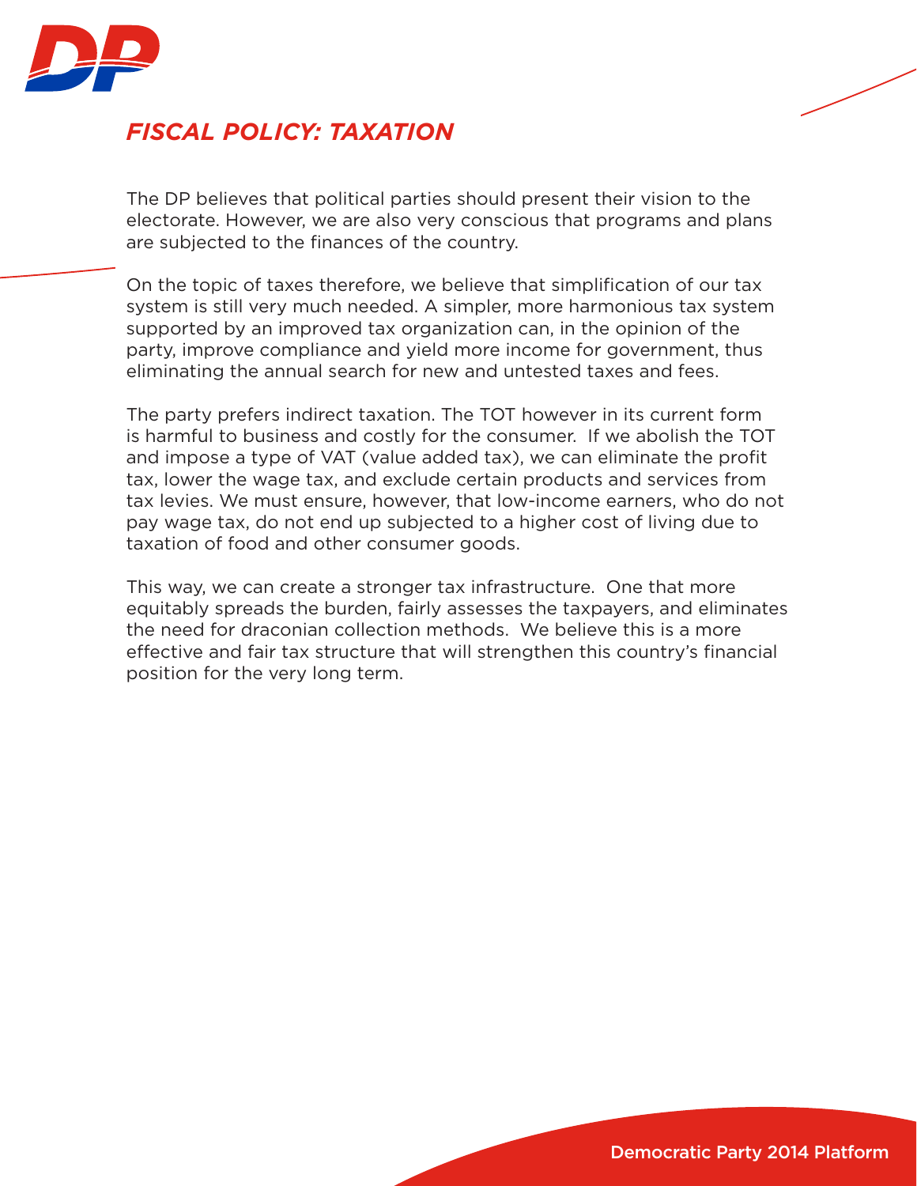## *FISCAL POLICY: TAXATION*

The DP believes that political parties should present their vision to the electorate. However, we are also very conscious that programs and plans are subjected to the finances of the country.

On the topic of taxes therefore, we believe that simplification of our tax system is still very much needed. A simpler, more harmonious tax system supported by an improved tax organization can, in the opinion of the party, improve compliance and yield more income for government, thus eliminating the annual search for new and untested taxes and fees.

The party prefers indirect taxation. The TOT however in its current form is harmful to business and costly for the consumer. If we abolish the TOT and impose a type of VAT (value added tax), we can eliminate the profit tax, lower the wage tax, and exclude certain products and services from tax levies. We must ensure, however, that low-income earners, who do not pay wage tax, do not end up subjected to a higher cost of living due to taxation of food and other consumer goods.

This way, we can create a stronger tax infrastructure. One that more equitably spreads the burden, fairly assesses the taxpayers, and eliminates the need for draconian collection methods. We believe this is a more effective and fair tax structure that will strengthen this country's financial position for the very long term.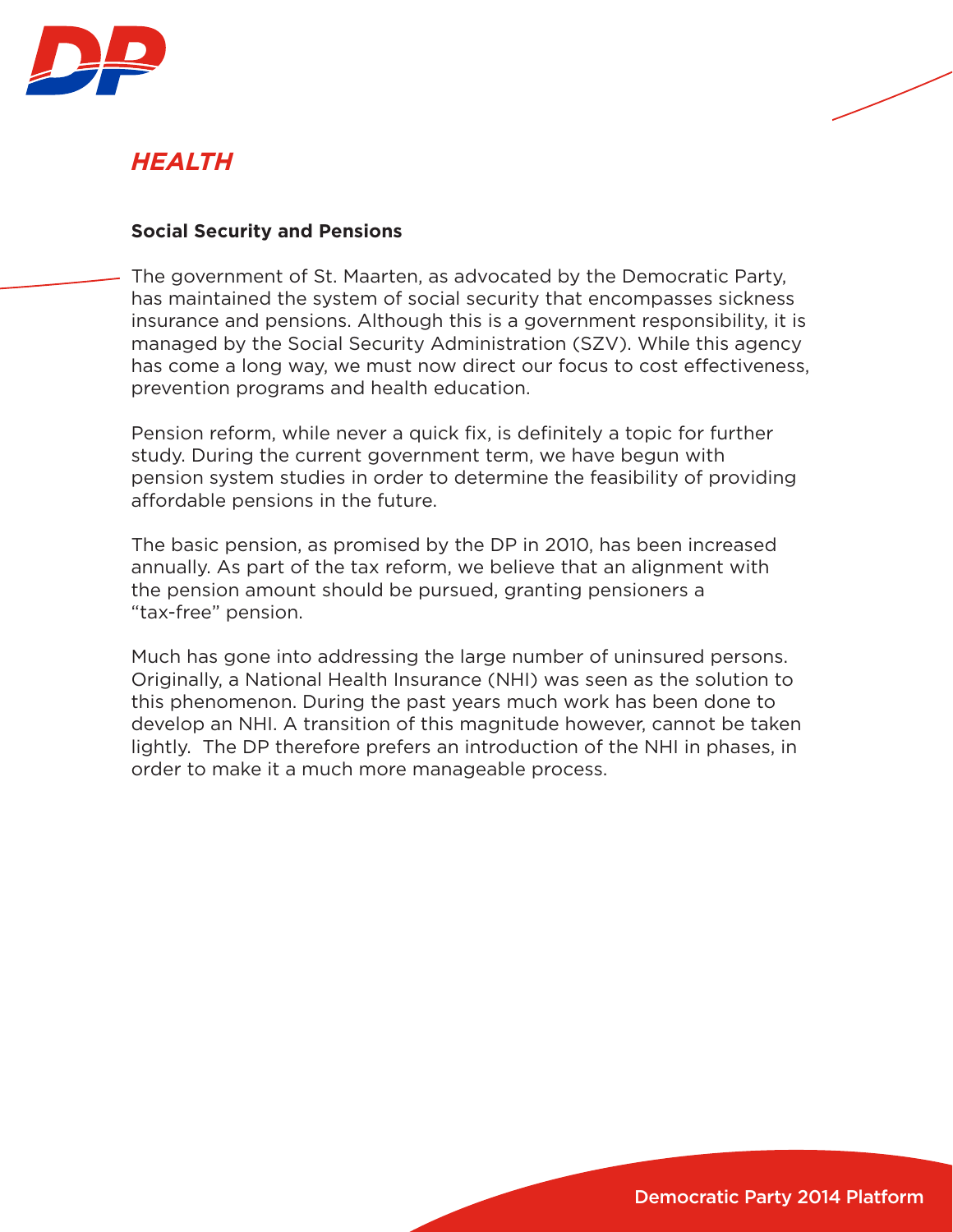# *HEALTH*

## Social Security and Pensions

The government of St. Maarten, as advocated by the Democratic Party, has maintained the system of social security that encompasses sickness insurance and pensions. Although this is a government responsibility, it is managed by the Social Security Administration (SZV). While this agency has come a long way, we must now direct our focus to cost effectiveness, prevention programs and health education.

Pension reform, while never a quick fix, is definitely a topic for further study. During the current government term, we have begun with pension system studies in order to determine the feasibility of providing affordable pensions in the future.

The basic pension, as promised by the DP in 2010, has been increased annually. As part of the tax reform, we believe that an alignment with the pension amount should be pursued, granting pensioners a "tax-free" pension.

Much has gone into addressing the large number of uninsured persons. Originally, a National Health Insurance (NHI) was seen as the solution to this phenomenon. During the past years much work has been done to develop an NHI. A transition of this magnitude however, cannot be taken lightly. The DP therefore prefers an introduction of the NHI in phases, in order to make it a much more manageable process.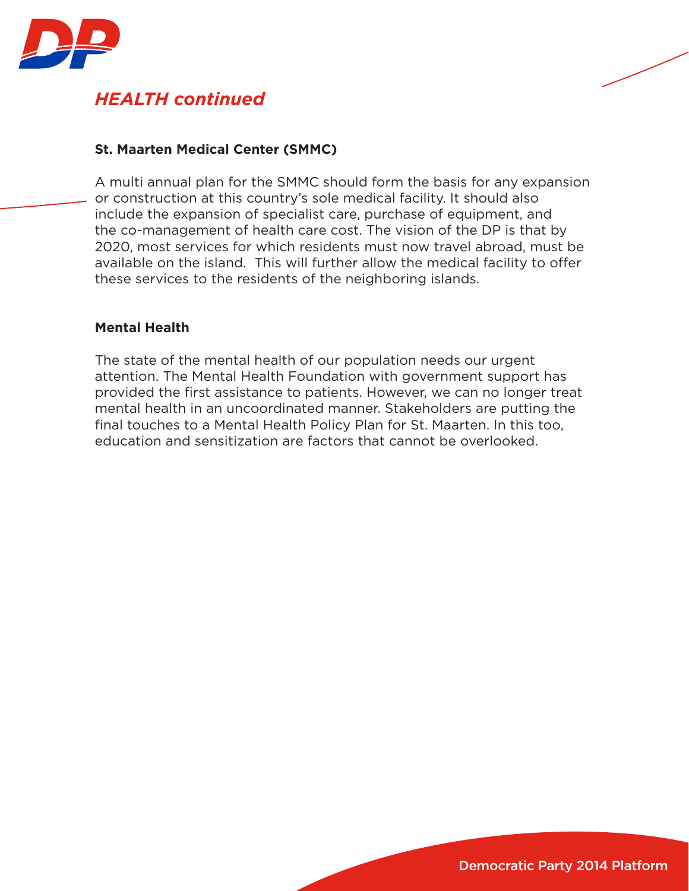## *HEALTH continued*

### St. Maarten Medical Center (SMMC)

A multi annual plan for the SMMC should form the basis for any expansion or construction at this country's sole medical facility. It should also include the expansion of specialist care, purchase of equipment, and the co-management of health care cost. The vision of the DP is that by 2020, most services for which residents must now travel abroad, must be available on the island. This will further allow the medical facility to offer these services to the residents of the neighboring islands.

### Mental Health

The state of the mental health of our population needs our urgent attention. The Mental Health Foundation with government support has provided the first assistance to patients. However, we can no longer treat mental health in an uncoordinated manner. Stakeholders are putting the final touches to a Mental Health Policy Plan for St. Maarten. In this too, education and sensitization are factors that cannot be overlooked.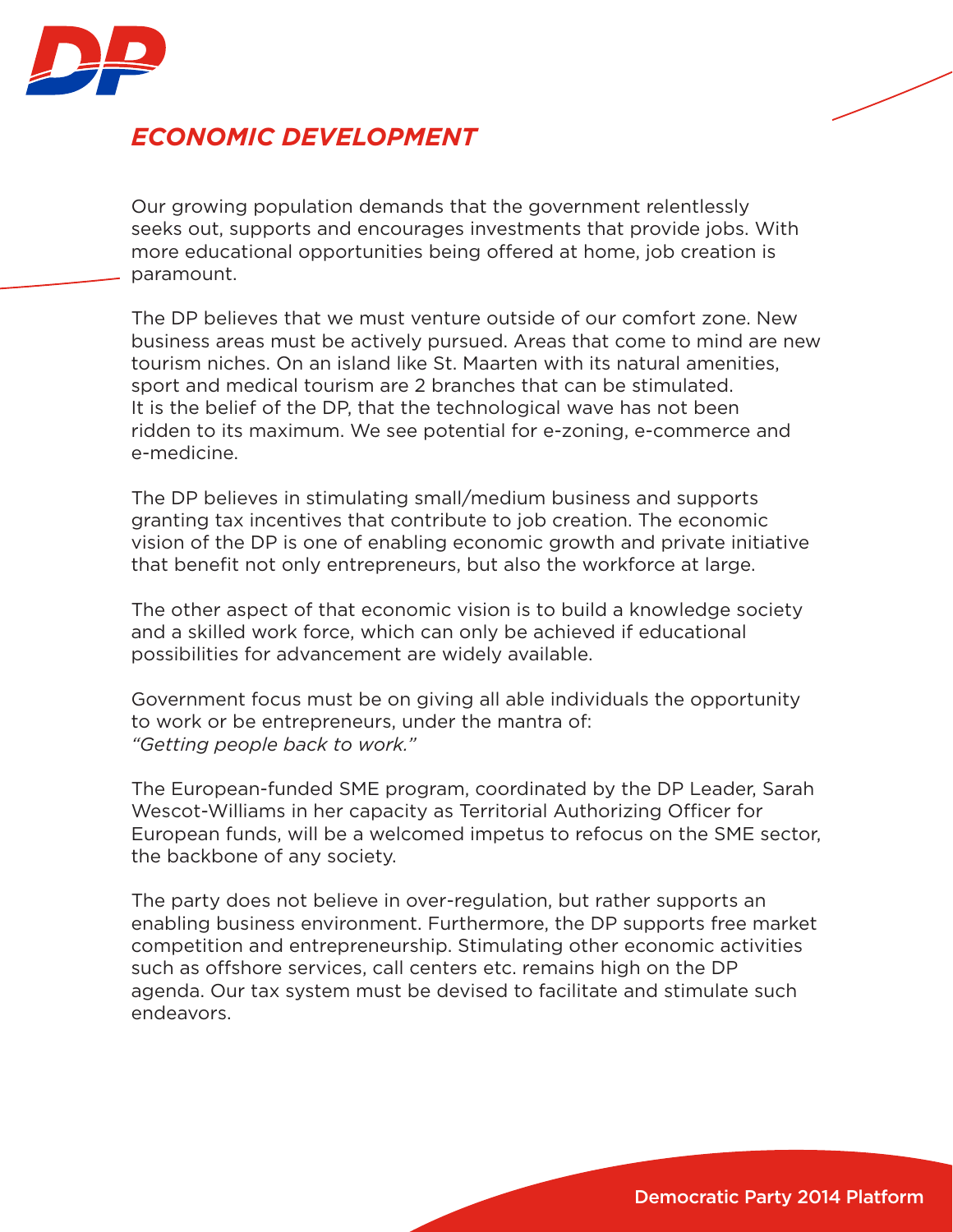## *ECONOMIC DEVELOPMENT*

Our growing population demands that the government relentlessly seeks out, supports and encourages investments that provide jobs. With more educational opportunities being offered at home, job creation is paramount.

The DP believes that we must venture outside of our comfort zone. New business areas must be actively pursued. Areas that come to mind are new tourism niches. On an island like St. Maarten with its natural amenities, sport and medical tourism are 2 branches that can be stimulated. It is the belief of the DP, that the technological wave has not been ridden to its maximum. We see potential for e-zoning, e-commerce and e-medicine.

The DP believes in stimulating small/medium business and supports granting tax incentives that contribute to job creation. The economic vision of the DP is one of enabling economic growth and private initiative that benefit not only entrepreneurs, but also the workforce at large.

The other aspect of that economic vision is to build a knowledge society and a skilled work force, which can only be achieved if educational possibilities for advancement are widely available.

Government focus must be on giving all able individuals the opportunity to work or be entrepreneurs, under the mantra of:
*"Getting people back to work."*

The European-funded SME program, coordinated by the DP Leader, Sarah Wescot-Williams in her capacity as Territorial Authorizing Officer for European funds, will be a welcomed impetus to refocus on the SME sector, the backbone of any society.

The party does not believe in over-regulation, but rather supports an enabling business environment. Furthermore, the DP supports free market competition and entrepreneurship. Stimulating other economic activities such as offshore services, call centers etc. remains high on the DP agenda. Our tax system must be devised to facilitate and stimulate such endeavors.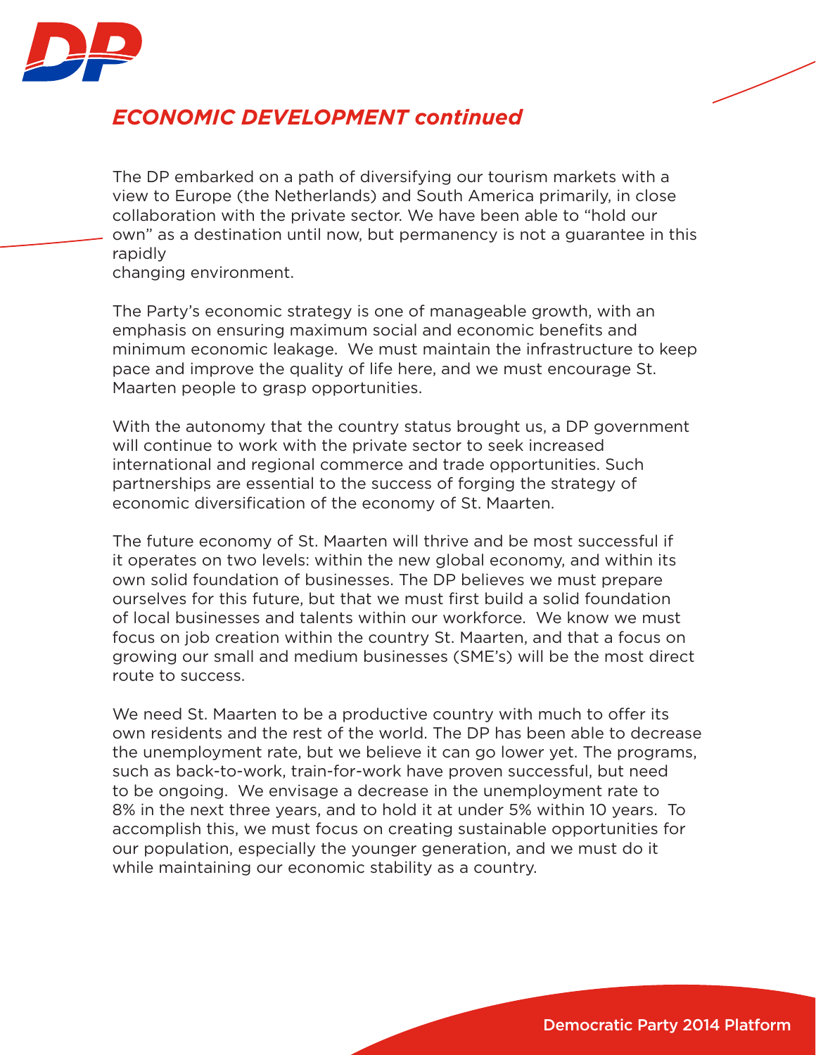## *ECONOMIC DEVELOPMENT continued*

The DP embarked on a path of diversifying our tourism markets with a view to Europe (the Netherlands) and South America primarily, in close collaboration with the private sector. We have been able to "hold our own" as a destination until now, but permanency is not a guarantee in this rapidly changing environment.

The Party's economic strategy is one of manageable growth, with an emphasis on ensuring maximum social and economic benefits and minimum economic leakage. We must maintain the infrastructure to keep pace and improve the quality of life here, and we must encourage St. Maarten people to grasp opportunities.

With the autonomy that the country status brought us, a DP government will continue to work with the private sector to seek increased international and regional commerce and trade opportunities. Such partnerships are essential to the success of forging the strategy of economic diversification of the economy of St. Maarten.

The future economy of St. Maarten will thrive and be most successful if it operates on two levels: within the new global economy, and within its own solid foundation of businesses. The DP believes we must prepare ourselves for this future, but that we must first build a solid foundation of local businesses and talents within our workforce. We know we must focus on job creation within the country St. Maarten, and that a focus on growing our small and medium businesses (SME's) will be the most direct route to success.

We need St. Maarten to be a productive country with much to offer its own residents and the rest of the world. The DP has been able to decrease the unemployment rate, but we believe it can go lower yet. The programs, such as back-to-work, train-for-work have proven successful, but need to be ongoing. We envisage a decrease in the unemployment rate to 8% in the next three years, and to hold it at under 5% within 10 years. To accomplish this, we must focus on creating sustainable opportunities for our population, especially the younger generation, and we must do it while maintaining our economic stability as a country.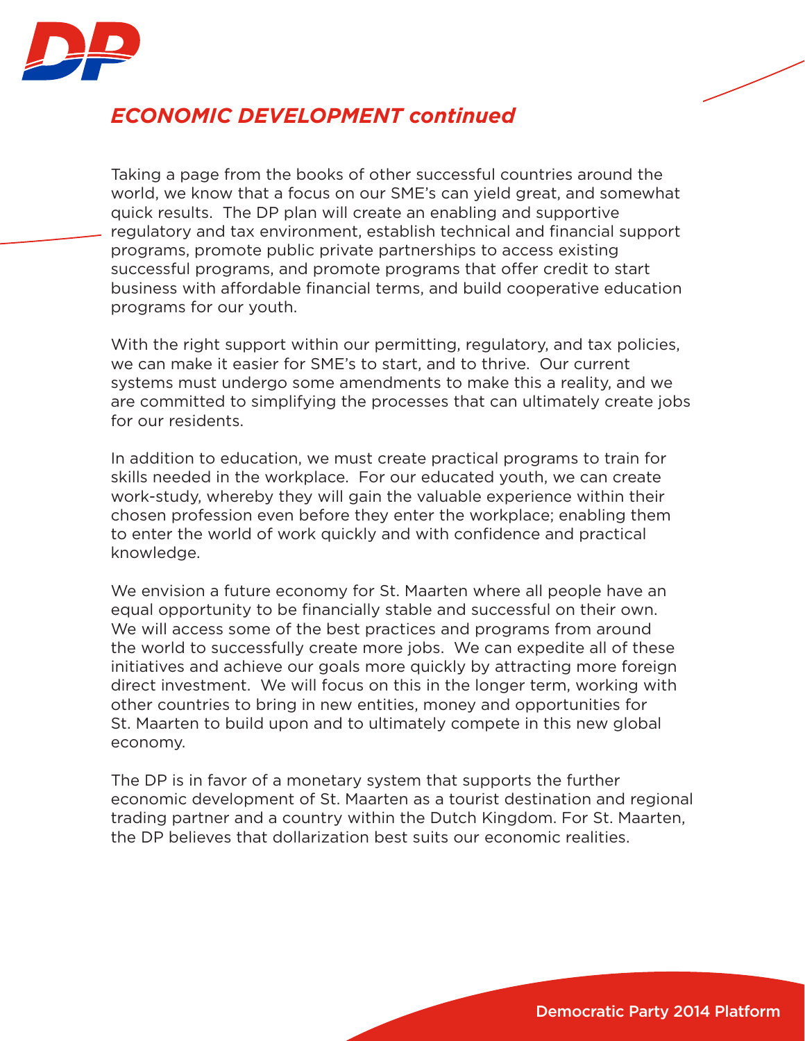## *ECONOMIC DEVELOPMENT continued*

Taking a page from the books of other successful countries around the world, we know that a focus on our SME's can yield great, and somewhat quick results. The DP plan will create an enabling and supportive regulatory and tax environment, establish technical and financial support programs, promote public private partnerships to access existing successful programs, and promote programs that offer credit to start business with affordable financial terms, and build cooperative education programs for our youth.

With the right support within our permitting, regulatory, and tax policies, we can make it easier for SME's to start, and to thrive. Our current systems must undergo some amendments to make this a reality, and we are committed to simplifying the processes that can ultimately create jobs for our residents.

In addition to education, we must create practical programs to train for skills needed in the workplace. For our educated youth, we can create work-study, whereby they will gain the valuable experience within their chosen profession even before they enter the workplace; enabling them to enter the world of work quickly and with confidence and practical knowledge.

We envision a future economy for St. Maarten where all people have an equal opportunity to be financially stable and successful on their own. We will access some of the best practices and programs from around the world to successfully create more jobs. We can expedite all of these initiatives and achieve our goals more quickly by attracting more foreign direct investment. We will focus on this in the longer term, working with other countries to bring in new entities, money and opportunities for St. Maarten to build upon and to ultimately compete in this new global economy.

The DP is in favor of a monetary system that supports the further economic development of St. Maarten as a tourist destination and regional trading partner and a country within the Dutch Kingdom. For St. Maarten, the DP believes that dollarization best suits our economic realities.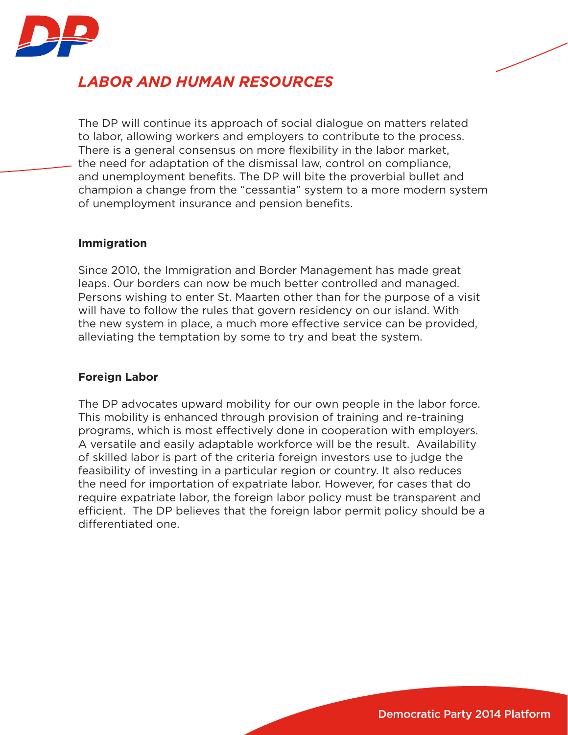## *LABOR AND HUMAN RESOURCES*

The DP will continue its approach of social dialogue on matters related to labor, allowing workers and employers to contribute to the process. There is a general consensus on more flexibility in the labor market, the need for adaptation of the dismissal law, control on compliance, and unemployment benefits. The DP will bite the proverbial bullet and champion a change from the "cessantia" system to a more modern system of unemployment insurance and pension benefits.

### Immigration

Since 2010, the Immigration and Border Management has made great leaps. Our borders can now be much better controlled and managed. Persons wishing to enter St. Maarten other than for the purpose of a visit will have to follow the rules that govern residency on our island. With the new system in place, a much more effective service can be provided, alleviating the temptation by some to try and beat the system.

### Foreign Labor

The DP advocates upward mobility for our own people in the labor force. This mobility is enhanced through provision of training and re-training programs, which is most effectively done in cooperation with employers. A versatile and easily adaptable workforce will be the result. Availability of skilled labor is part of the criteria foreign investors use to judge the feasibility of investing in a particular region or country. It also reduces the need for importation of expatriate labor. However, for cases that do require expatriate labor, the foreign labor policy must be transparent and efficient. The DP believes that the foreign labor permit policy should be a differentiated one.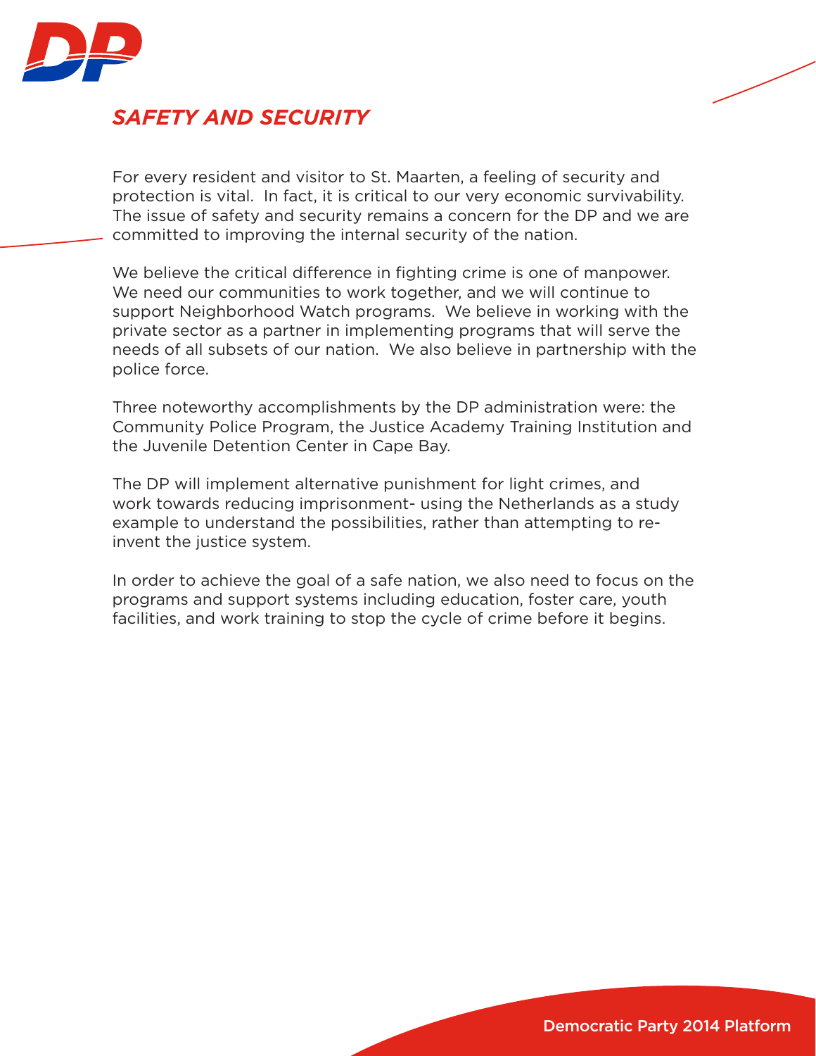## *SAFETY AND SECURITY*

For every resident and visitor to St. Maarten, a feeling of security and protection is vital. In fact, it is critical to our very economic survivability. The issue of safety and security remains a concern for the DP and we are committed to improving the internal security of the nation.

We believe the critical difference in fighting crime is one of manpower. We need our communities to work together, and we will continue to support Neighborhood Watch programs. We believe in working with the private sector as a partner in implementing programs that will serve the needs of all subsets of our nation. We also believe in partnership with the police force.

Three noteworthy accomplishments by the DP administration were: the Community Police Program, the Justice Academy Training Institution and the Juvenile Detention Center in Cape Bay.

The DP will implement alternative punishment for light crimes, and work towards reducing imprisonment- using the Netherlands as a study example to understand the possibilities, rather than attempting to re-invent the justice system.

In order to achieve the goal of a safe nation, we also need to focus on the programs and support systems including education, foster care, youth facilities, and work training to stop the cycle of crime before it begins.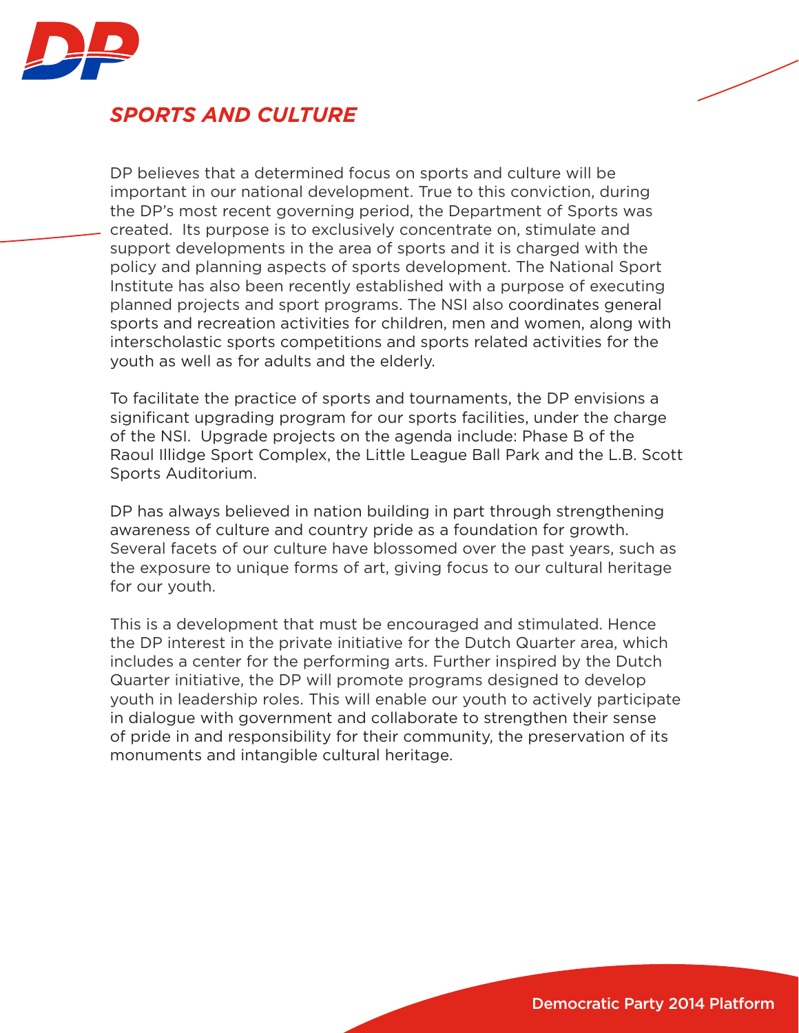## *SPORTS AND CULTURE*

DP believes that a determined focus on sports and culture will be important in our national development. True to this conviction, during the DP's most recent governing period, the Department of Sports was created. Its purpose is to exclusively concentrate on, stimulate and support developments in the area of sports and it is charged with the policy and planning aspects of sports development. The National Sport Institute has also been recently established with a purpose of executing planned projects and sport programs. The NSI also coordinates general sports and recreation activities for children, men and women, along with interscholastic sports competitions and sports related activities for the youth as well as for adults and the elderly.

To facilitate the practice of sports and tournaments, the DP envisions a significant upgrading program for our sports facilities, under the charge of the NSI. Upgrade projects on the agenda include: Phase B of the Raoul Illidge Sport Complex, the Little League Ball Park and the L.B. Scott Sports Auditorium.

DP has always believed in nation building in part through strengthening awareness of culture and country pride as a foundation for growth. Several facets of our culture have blossomed over the past years, such as the exposure to unique forms of art, giving focus to our cultural heritage for our youth.

This is a development that must be encouraged and stimulated. Hence the DP interest in the private initiative for the Dutch Quarter area, which includes a center for the performing arts. Further inspired by the Dutch Quarter initiative, the DP will promote programs designed to develop youth in leadership roles. This will enable our youth to actively participate in dialogue with government and collaborate to strengthen their sense of pride in and responsibility for their community, the preservation of its monuments and intangible cultural heritage.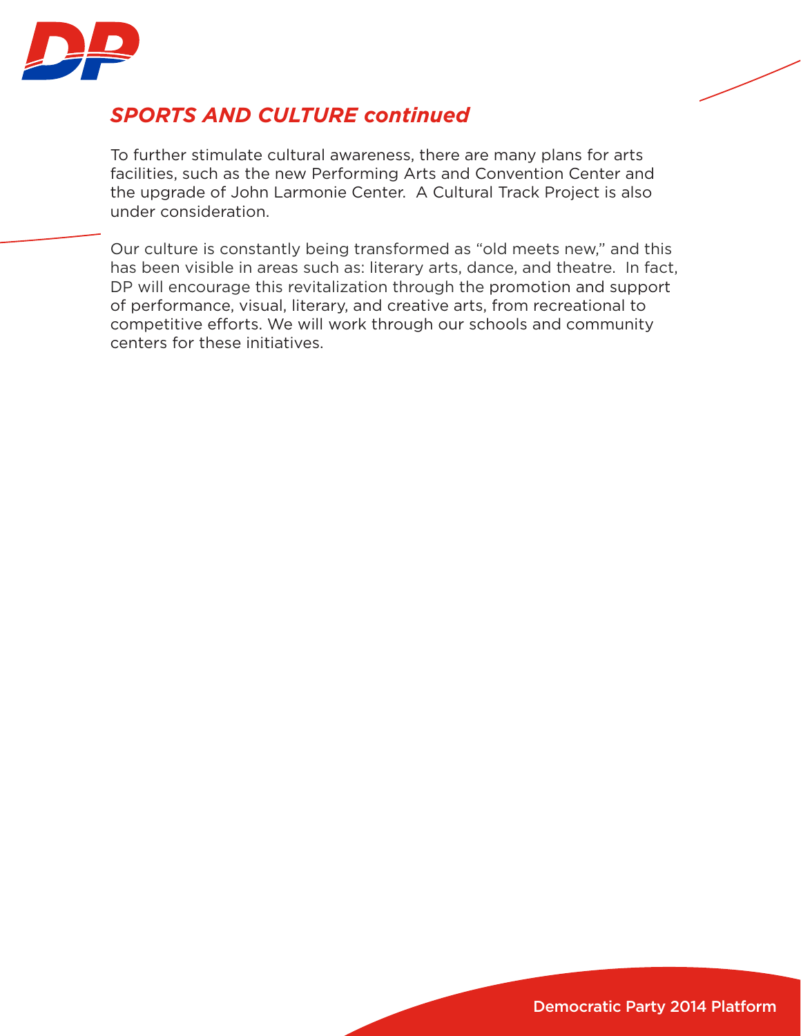## *SPORTS AND CULTURE continued*

To further stimulate cultural awareness, there are many plans for arts facilities, such as the new Performing Arts and Convention Center and the upgrade of John Larmonie Center. A Cultural Track Project is also under consideration.

Our culture is constantly being transformed as “old meets new,” and this has been visible in areas such as: literary arts, dance, and theatre. In fact, DP will encourage this revitalization through the promotion and support of performance, visual, literary, and creative arts, from recreational to competitive efforts. We will work through our schools and community centers for these initiatives.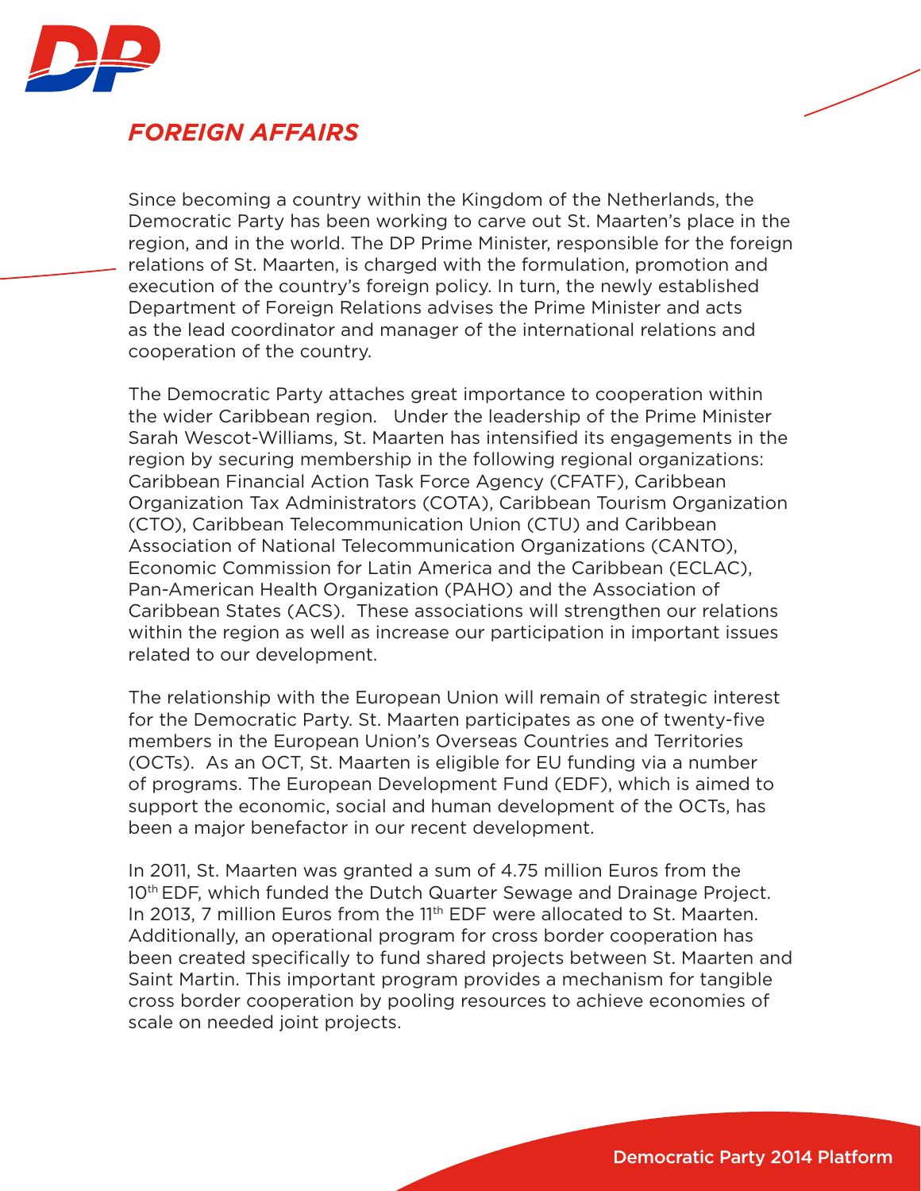## *FOREIGN AFFAIRS*

Since becoming a country within the Kingdom of the Netherlands, the Democratic Party has been working to carve out St. Maarten's place in the region, and in the world. The DP Prime Minister, responsible for the foreign relations of St. Maarten, is charged with the formulation, promotion and execution of the country's foreign policy. In turn, the newly established Department of Foreign Relations advises the Prime Minister and acts as the lead coordinator and manager of the international relations and cooperation of the country.

The Democratic Party attaches great importance to cooperation within the wider Caribbean region. Under the leadership of the Prime Minister Sarah Wescot-Williams, St. Maarten has intensified its engagements in the region by securing membership in the following regional organizations: Caribbean Financial Action Task Force Agency (CFATF), Caribbean Organization Tax Administrators (COTA), Caribbean Tourism Organization (CTO), Caribbean Telecommunication Union (CTU) and Caribbean Association of National Telecommunication Organizations (CANTO), Economic Commission for Latin America and the Caribbean (ECLAC), Pan-American Health Organization (PAHO) and the Association of Caribbean States (ACS). These associations will strengthen our relations within the region as well as increase our participation in important issues related to our development.

The relationship with the European Union will remain of strategic interest for the Democratic Party. St. Maarten participates as one of twenty-five members in the European Union's Overseas Countries and Territories (OCTs). As an OCT, St. Maarten is eligible for EU funding via a number of programs. The European Development Fund (EDF), which is aimed to support the economic, social and human development of the OCTs, has been a major benefactor in our recent development.

In 2011, St. Maarten was granted a sum of 4.75 million Euros from the 10th EDF, which funded the Dutch Quarter Sewage and Drainage Project. In 2013, 7 million Euros from the 11th EDF were allocated to St. Maarten. Additionally, an operational program for cross border cooperation has been created specifically to fund shared projects between St. Maarten and Saint Martin. This important program provides a mechanism for tangible cross border cooperation by pooling resources to achieve economies of scale on needed joint projects.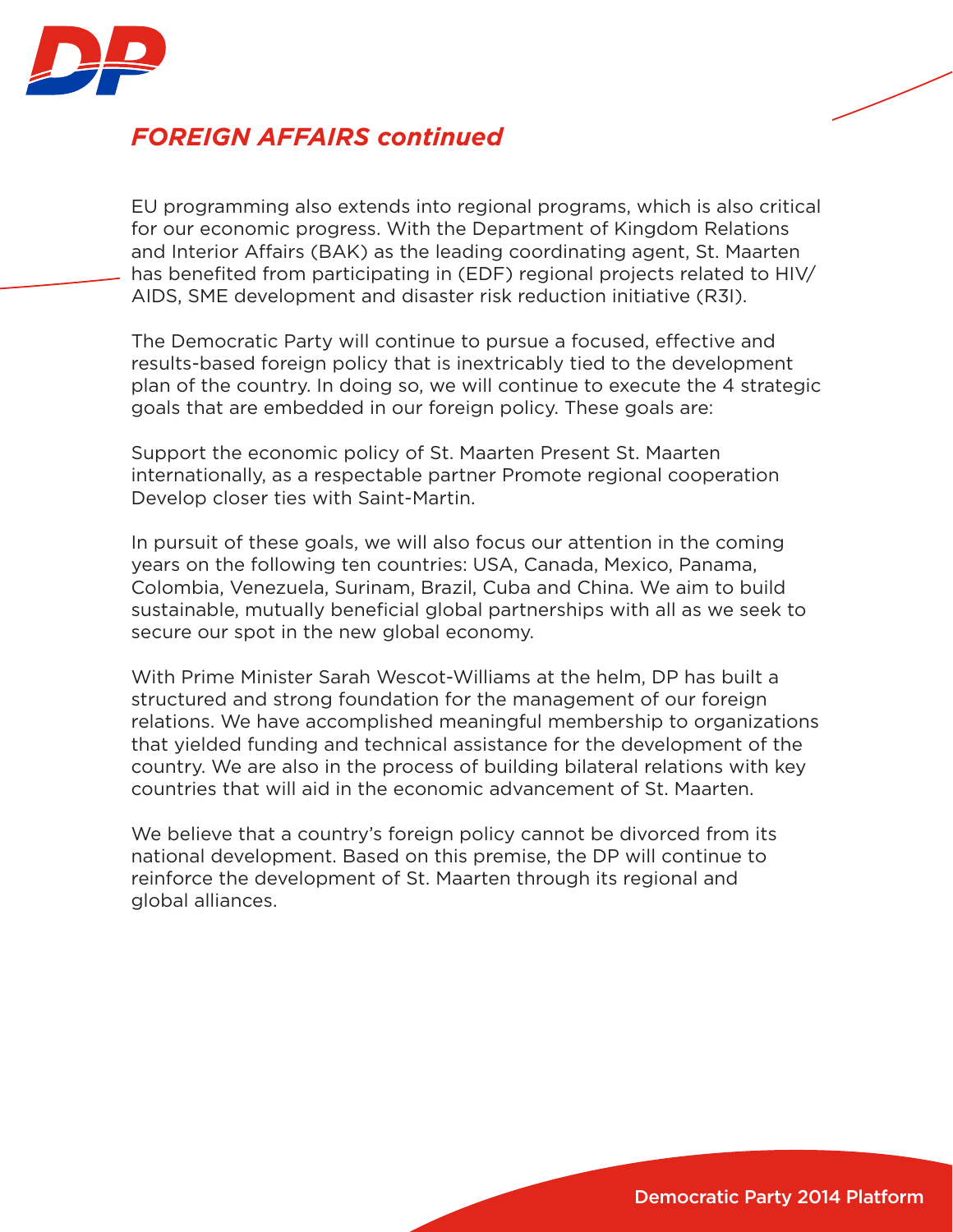## *FOREIGN AFFAIRS continued*

EU programming also extends into regional programs, which is also critical for our economic progress. With the Department of Kingdom Relations and Interior Affairs (BAK) as the leading coordinating agent, St. Maarten has benefited from participating in (EDF) regional projects related to HIV/AIDS, SME development and disaster risk reduction initiative (R3I).

The Democratic Party will continue to pursue a focused, effective and results-based foreign policy that is inextricably tied to the development plan of the country. In doing so, we will continue to execute the 4 strategic goals that are embedded in our foreign policy. These goals are:

Support the economic policy of St. Maarten Present St. Maarten internationally, as a respectable partner Promote regional cooperation Develop closer ties with Saint-Martin.

In pursuit of these goals, we will also focus our attention in the coming years on the following ten countries: USA, Canada, Mexico, Panama, Colombia, Venezuela, Surinam, Brazil, Cuba and China. We aim to build sustainable, mutually beneficial global partnerships with all as we seek to secure our spot in the new global economy.

With Prime Minister Sarah Wescot-Williams at the helm, DP has built a structured and strong foundation for the management of our foreign relations. We have accomplished meaningful membership to organizations that yielded funding and technical assistance for the development of the country. We are also in the process of building bilateral relations with key countries that will aid in the economic advancement of St. Maarten.

We believe that a country's foreign policy cannot be divorced from its national development. Based on this premise, the DP will continue to reinforce the development of St. Maarten through its regional and global alliances.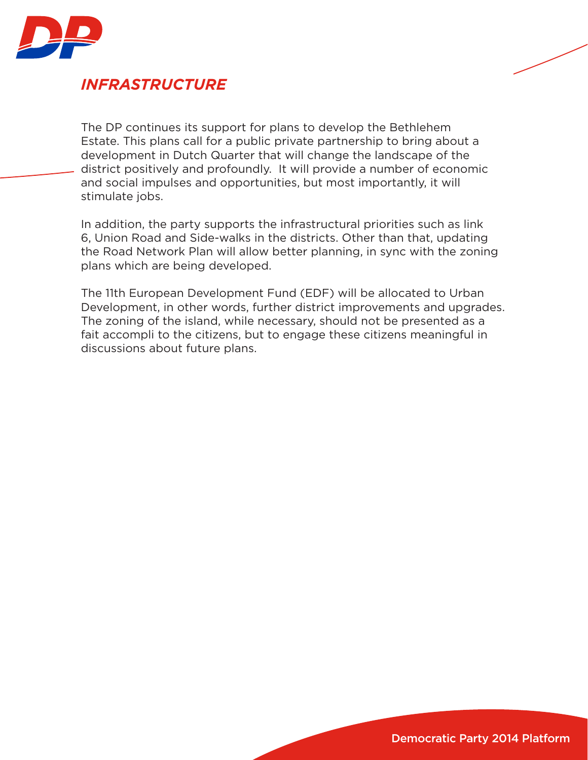## *INFRASTRUCTURE*

The DP continues its support for plans to develop the Bethlehem Estate. This plans call for a public private partnership to bring about a development in Dutch Quarter that will change the landscape of the district positively and profoundly. It will provide a number of economic and social impulses and opportunities, but most importantly, it will stimulate jobs.

In addition, the party supports the infrastructural priorities such as link 6, Union Road and Side-walks in the districts. Other than that, updating the Road Network Plan will allow better planning, in sync with the zoning plans which are being developed.

The 11th European Development Fund (EDF) will be allocated to Urban Development, in other words, further district improvements and upgrades. The zoning of the island, while necessary, should not be presented as a fait accompli to the citizens, but to engage these citizens meaningful in discussions about future plans.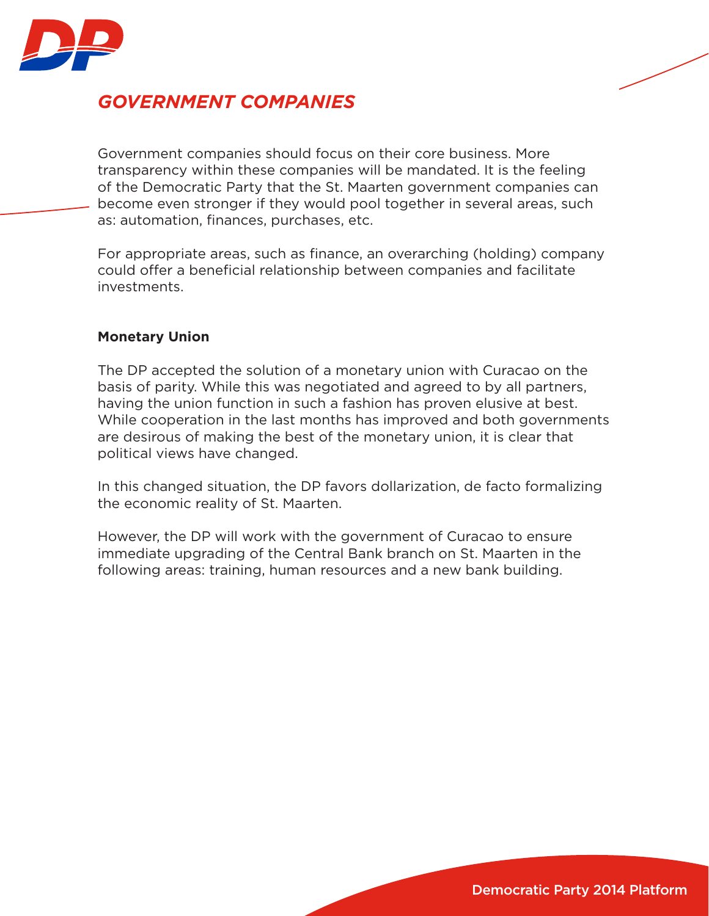# *GOVERNMENT COMPANIES*

Government companies should focus on their core business. More transparency within these companies will be mandated. It is the feeling of the Democratic Party that the St. Maarten government companies can become even stronger if they would pool together in several areas, such as: automation, finances, purchases, etc.

For appropriate areas, such as finance, an overarching (holding) company could offer a beneficial relationship between companies and facilitate investments.

## Monetary Union

The DP accepted the solution of a monetary union with Curacao on the basis of parity. While this was negotiated and agreed to by all partners, having the union function in such a fashion has proven elusive at best. While cooperation in the last months has improved and both governments are desirous of making the best of the monetary union, it is clear that political views have changed.

In this changed situation, the DP favors dollarization, de facto formalizing the economic reality of St. Maarten.

However, the DP will work with the government of Curacao to ensure immediate upgrading of the Central Bank branch on St. Maarten in the following areas: training, human resources and a new bank building.